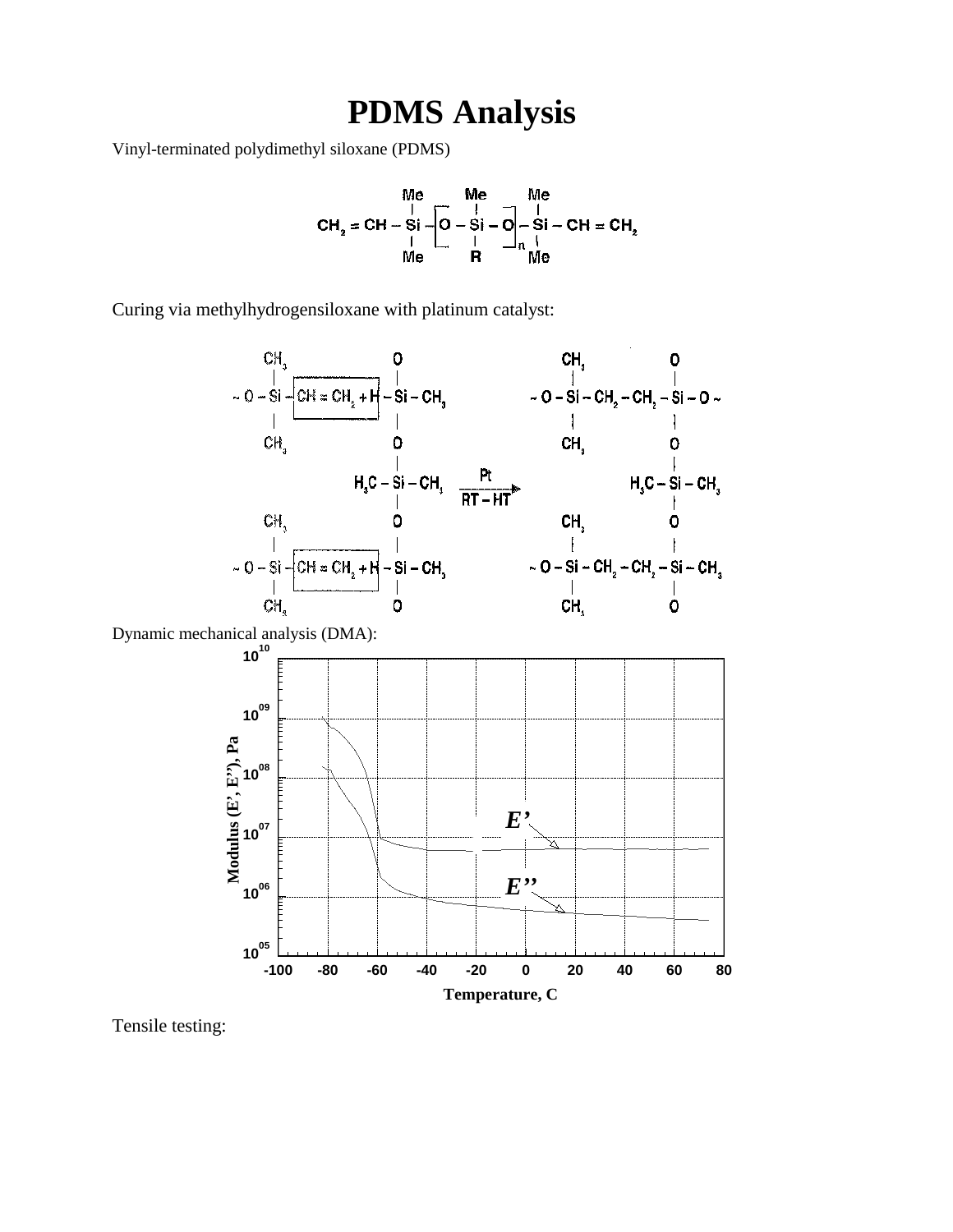# PDMS Analysis

Vinyl-terminated polydimethyl siloxane (PDMS)

Curing via methylhydrogensiloxane with platinum catalyst:

Dynamic mechanical analysis (DMA):

Tensile testing: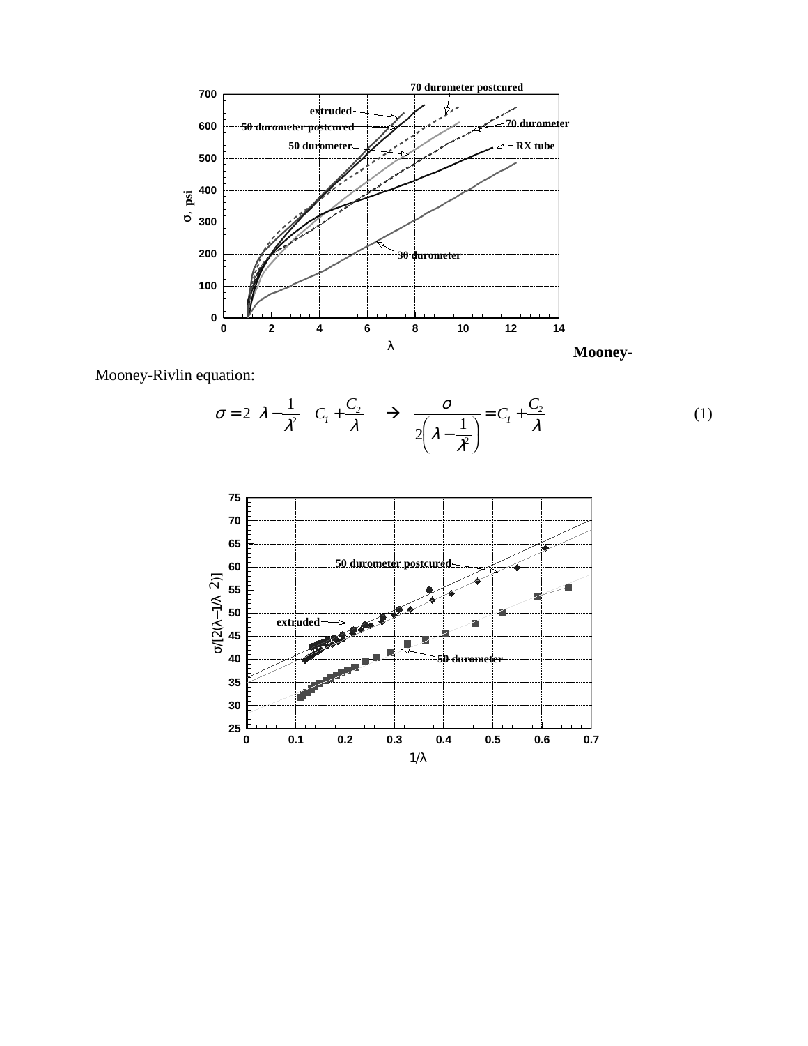**Mooney-**

Mooney-Rivlin equation:

$$\sigma = 2\left(\lambda - \frac{1}{\lambda^2}\right)\left(C_1 + \frac{C_2}{\lambda}\right) \rightarrow \frac{\sigma}{2\left(\lambda - \frac{1}{\lambda^2}\right)} = C_1 + \frac{C_2}{\lambda} \quad (1)$$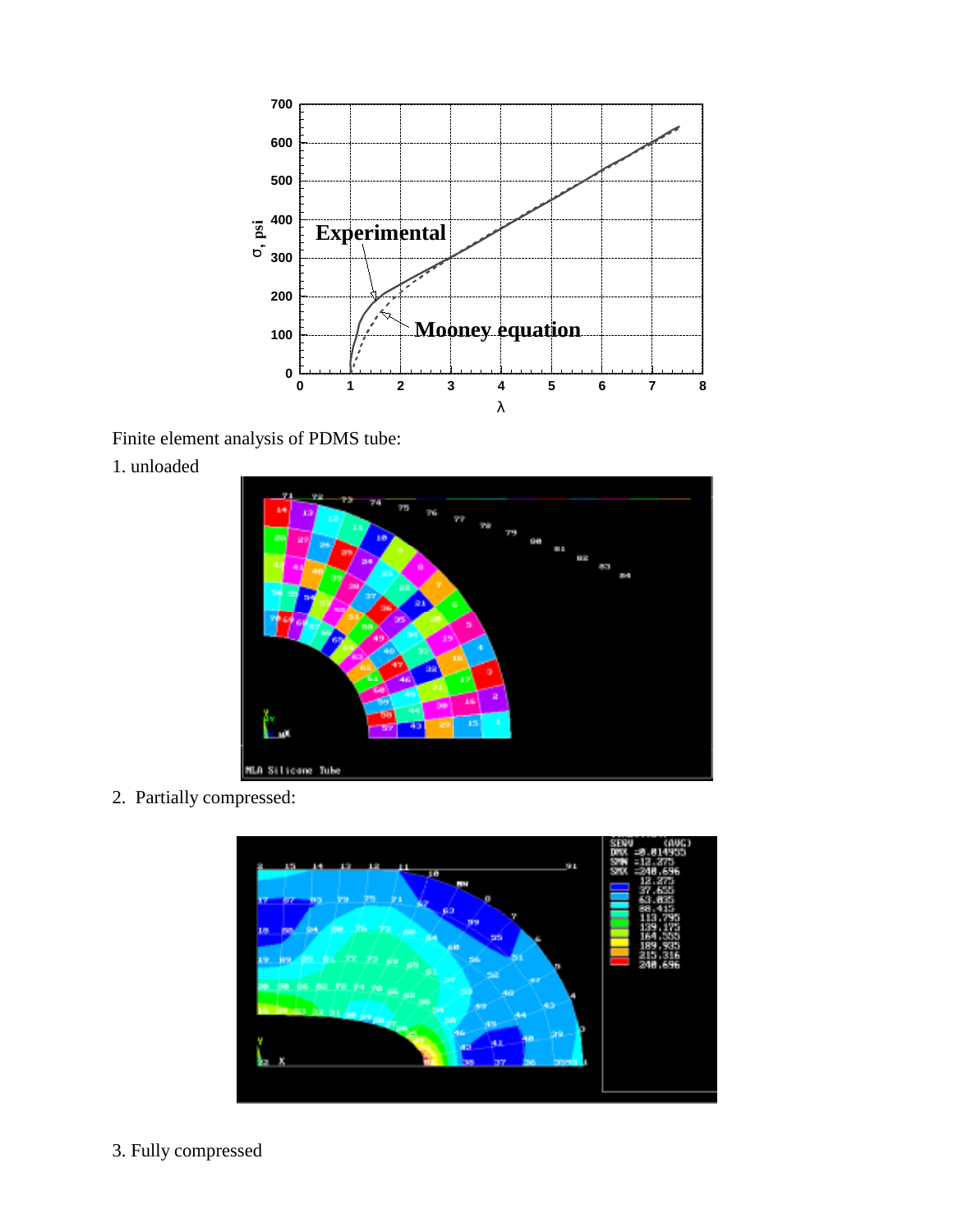Finite element analysis of PDMS tube:

1. unloaded

2. Partially compressed:

3. Fully compressed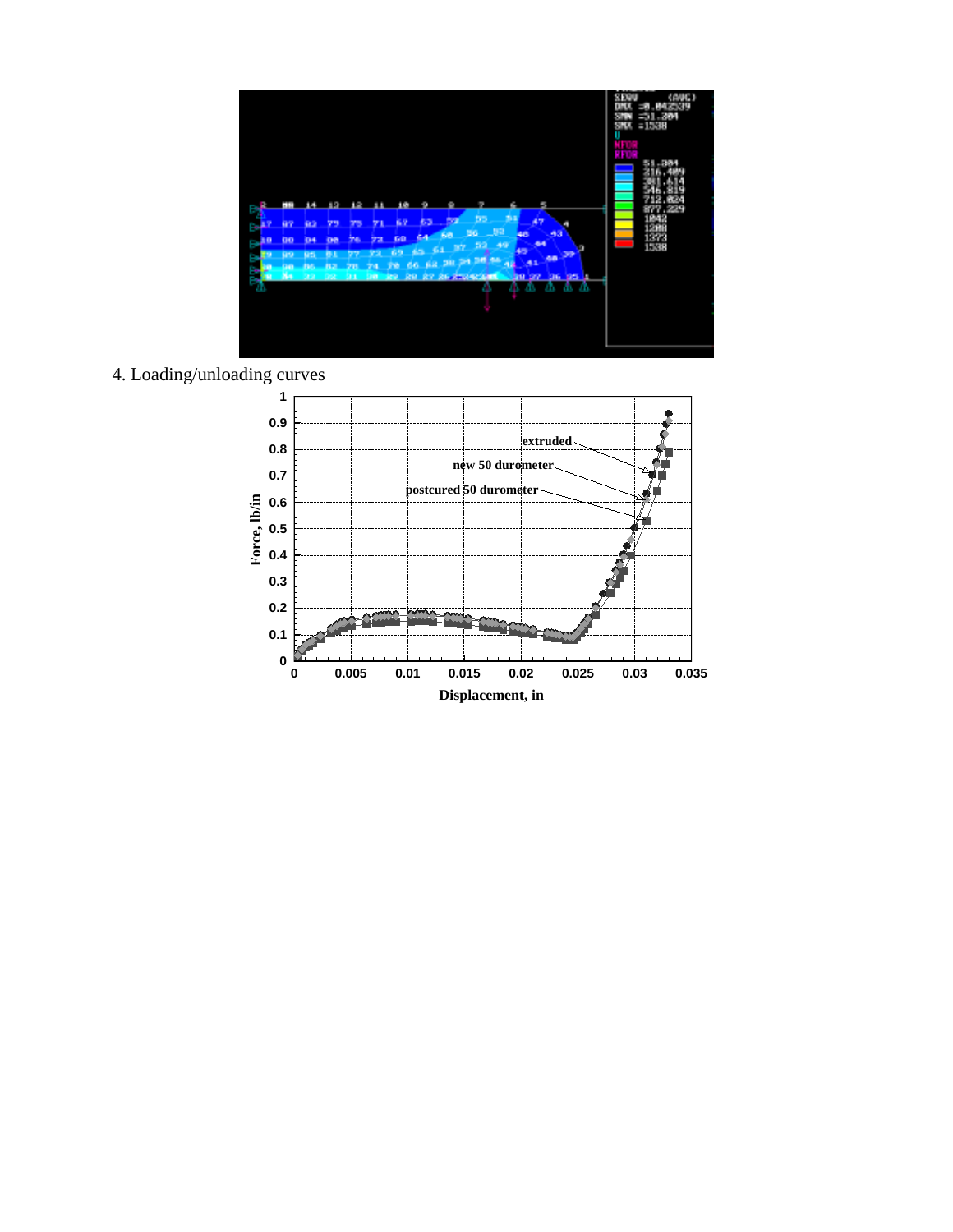SEQV (AVG)
DMX =0.043539
SMN =51.384
SMX =1538
U
NFOR
RFOR

51.384
216.409
381.614
546.819
712.024
877.229
1042
1208
1373
1538

4. Loading/unloading curves

Force, lb/in

Displacement, in

extruded

new 50 durometer

postcured 50 durometer

0
0.1
0.2
0.3
0.4
0.5
0.6
0.7
0.8
0.9
1

0
0.005
0.01
0.015
0.02
0.025
0.03
0.035